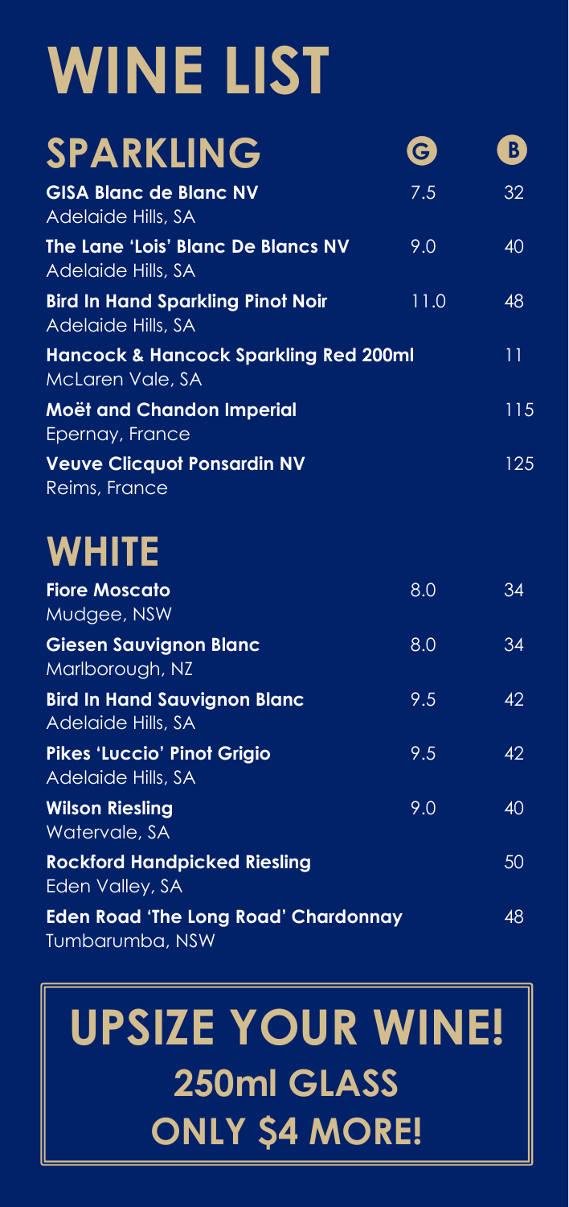# WINE LIST

## SPARKLING

| | G | B |
|---|---|---|
| **GISA Blanc de Blanc NV**<br>Adelaide Hills, SA | 7.5 | 32 |
| **The Lane 'Lois' Blanc De Blancs NV**<br>Adelaide Hills, SA | 9.0 | 40 |
| **Bird In Hand Sparkling Pinot Noir**<br>Adelaide Hills, SA | 11.0 | 48 |
| **Hancock & Hancock Sparkling Red 200ml**<br>McLaren Vale, SA | | 11 |
| **Moët and Chandon Imperial**<br>Epernay, France | | 115 |
| **Veuve Clicquot Ponsardin NV**<br>Reims, France | | 125 |

## WHITE

| | G | B |
|---|---|---|
| **Fiore Moscato**<br>Mudgee, NSW | 8.0 | 34 |
| **Giesen Sauvignon Blanc**<br>Marlborough, NZ | 8.0 | 34 |
| **Bird In Hand Sauvignon Blanc**<br>Adelaide Hills, SA | 9.5 | 42 |
| **Pikes 'Luccio' Pinot Grigio**<br>Adelaide Hills, SA | 9.5 | 42 |
| **Wilson Riesling**<br>Watervale, SA | 9.0 | 40 |
| **Rockford Handpicked Riesling**<br>Eden Valley, SA | | 50 |
| **Eden Road 'The Long Road' Chardonnay**<br>Tumbarumba, NSW | | 48 |

**UPSIZE YOUR WINE!**
**250ml GLASS**
**ONLY $4 MORE!**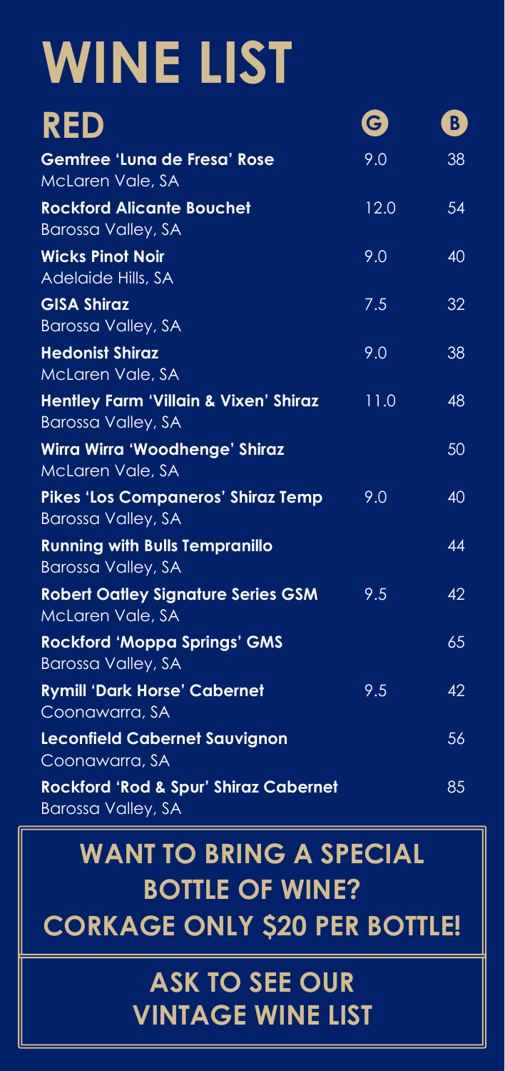# WINE LIST

| RED | G | B |
| --- | --- | --- |
| **Gemtree 'Luna de Fresa' Rose**<br>McLaren Vale, SA | 9.0 | 38 |
| **Rockford Alicante Bouchet**<br>Barossa Valley, SA | 12.0 | 54 |
| **Wicks Pinot Noir**<br>Adelaide Hills, SA | 9.0 | 40 |
| **GISA Shiraz**<br>Barossa Valley, SA | 7.5 | 32 |
| **Hedonist Shiraz**<br>McLaren Vale, SA | 9.0 | 38 |
| **Hentley Farm 'Villain & Vixen' Shiraz**<br>Barossa Valley, SA | 11.0 | 48 |
| **Wirra Wirra 'Woodhenge' Shiraz**<br>McLaren Vale, SA | | 50 |
| **Pikes 'Los Companeros' Shiraz Temp**<br>Barossa Valley, SA | 9.0 | 40 |
| **Running with Bulls Tempranillo**<br>Barossa Valley, SA | | 44 |
| **Robert Oatley Signature Series GSM**<br>McLaren Vale, SA | 9.5 | 42 |
| **Rockford 'Moppa Springs' GMS**<br>Barossa Valley, SA | | 65 |
| **Rymill 'Dark Horse' Cabernet**<br>Coonawarra, SA | 9.5 | 42 |
| **Leconfield Cabernet Sauvignon**<br>Coonawarra, SA | | 56 |
| **Rockford 'Rod & Spur' Shiraz Cabernet**<br>Barossa Valley, SA | | 85 |

**WANT TO BRING A SPECIAL BOTTLE OF WINE?**
**CORKAGE ONLY $20 PER BOTTLE!**

**ASK TO SEE OUR VINTAGE WINE LIST**